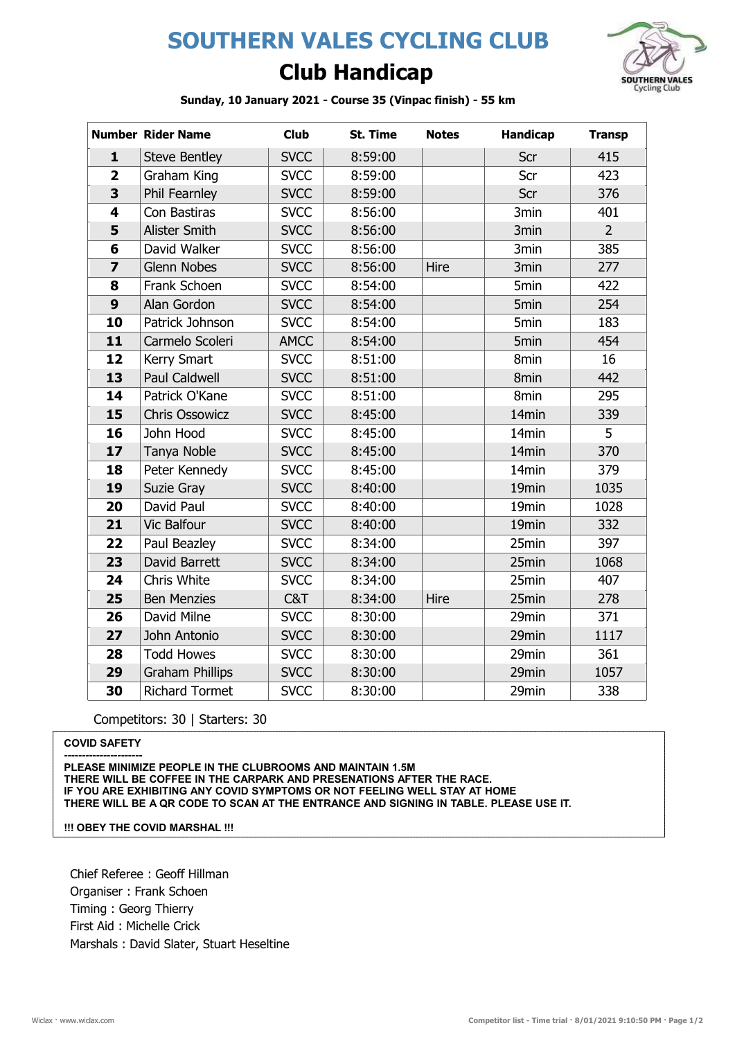# SOUTHERN VALES CYCLING CLUB

## Club Handicap

**Sunday, 10 January 2021 - Course 35 (Vinpac finish) - 55 km**

| Number | Rider Name | Club | St. Time | Notes | Handicap | Transp |
|---|---|---|---|---|---|---|
| **1** | Steve Bentley | SVCC | 8:59:00 | | Scr | 415 |
| **2** | Graham King | SVCC | 8:59:00 | | Scr | 423 |
| **3** | Phil Fearnley | SVCC | 8:59:00 | | Scr | 376 |
| **4** | Con Bastiras | SVCC | 8:56:00 | | 3min | 401 |
| **5** | Alister Smith | SVCC | 8:56:00 | | 3min | 2 |
| **6** | David Walker | SVCC | 8:56:00 | | 3min | 385 |
| **7** | Glenn Nobes | SVCC | 8:56:00 | Hire | 3min | 277 |
| **8** | Frank Schoen | SVCC | 8:54:00 | | 5min | 422 |
| **9** | Alan Gordon | SVCC | 8:54:00 | | 5min | 254 |
| **10** | Patrick Johnson | SVCC | 8:54:00 | | 5min | 183 |
| **11** | Carmelo Scoleri | AMCC | 8:54:00 | | 5min | 454 |
| **12** | Kerry Smart | SVCC | 8:51:00 | | 8min | 16 |
| **13** | Paul Caldwell | SVCC | 8:51:00 | | 8min | 442 |
| **14** | Patrick O'Kane | SVCC | 8:51:00 | | 8min | 295 |
| **15** | Chris Ossowicz | SVCC | 8:45:00 | | 14min | 339 |
| **16** | John Hood | SVCC | 8:45:00 | | 14min | 5 |
| **17** | Tanya Noble | SVCC | 8:45:00 | | 14min | 370 |
| **18** | Peter Kennedy | SVCC | 8:45:00 | | 14min | 379 |
| **19** | Suzie Gray | SVCC | 8:40:00 | | 19min | 1035 |
| **20** | David Paul | SVCC | 8:40:00 | | 19min | 1028 |
| **21** | Vic Balfour | SVCC | 8:40:00 | | 19min | 332 |
| **22** | Paul Beazley | SVCC | 8:34:00 | | 25min | 397 |
| **23** | David Barrett | SVCC | 8:34:00 | | 25min | 1068 |
| **24** | Chris White | SVCC | 8:34:00 | | 25min | 407 |
| **25** | Ben Menzies | C&T | 8:34:00 | Hire | 25min | 278 |
| **26** | David Milne | SVCC | 8:30:00 | | 29min | 371 |
| **27** | John Antonio | SVCC | 8:30:00 | | 29min | 1117 |
| **28** | Todd Howes | SVCC | 8:30:00 | | 29min | 361 |
| **29** | Graham Phillips | SVCC | 8:30:00 | | 29min | 1057 |
| **30** | Richard Tormet | SVCC | 8:30:00 | | 29min | 338 |

Competitors: 30 | Starters: 30

**COVID SAFETY**
**----------------------**
**PLEASE MINIMIZE PEOPLE IN THE CLUBROOMS AND MAINTAIN 1.5M**
**THERE WILL BE COFFEE IN THE CARPARK AND PRESENATIONS AFTER THE RACE.**
**IF YOU ARE EXHIBITING ANY COVID SYMPTOMS OR NOT FEELING WELL STAY AT HOME**
**THERE WILL BE A QR CODE TO SCAN AT THE ENTRANCE AND SIGNING IN TABLE. PLEASE USE IT.**

**!!! OBEY THE COVID MARSHAL !!!**

Chief Referee : Geoff Hillman
Organiser : Frank Schoen
Timing : Georg Thierry
First Aid : Michelle Crick
Marshals : David Slater, Stuart Heseltine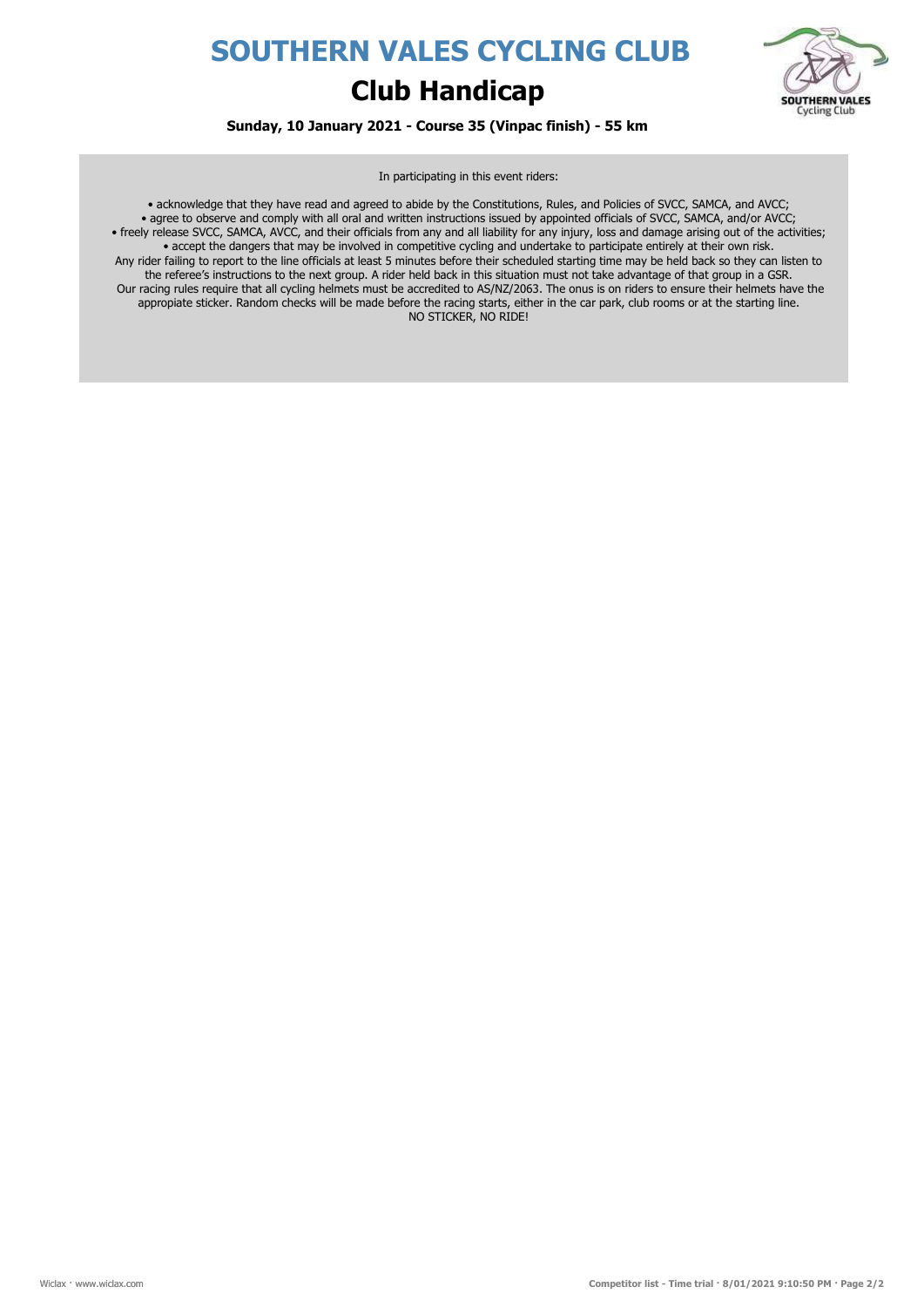# SOUTHERN VALES CYCLING CLUB

## Club Handicap

**Sunday, 10 January 2021 - Course 35 (Vinpac finish) - 55 km**

In participating in this event riders:

• acknowledge that they have read and agreed to abide by the Constitutions, Rules, and Policies of SVCC, SAMCA, and AVCC;
• agree to observe and comply with all oral and written instructions issued by appointed officials of SVCC, SAMCA, and/or AVCC;
• freely release SVCC, SAMCA, AVCC, and their officials from any and all liability for any injury, loss and damage arising out of the activities;
• accept the dangers that may be involved in competitive cycling and undertake to participate entirely at their own risk.

Any rider failing to report to the line officials at least 5 minutes before their scheduled starting time may be held back so they can listen to the referee's instructions to the next group. A rider held back in this situation must not take advantage of that group in a GSR.

Our racing rules require that all cycling helmets must be accredited to AS/NZ/2063. The onus is on riders to ensure their helmets have the appropiate sticker. Random checks will be made before the racing starts, either in the car park, club rooms or at the starting line.

NO STICKER, NO RIDE!